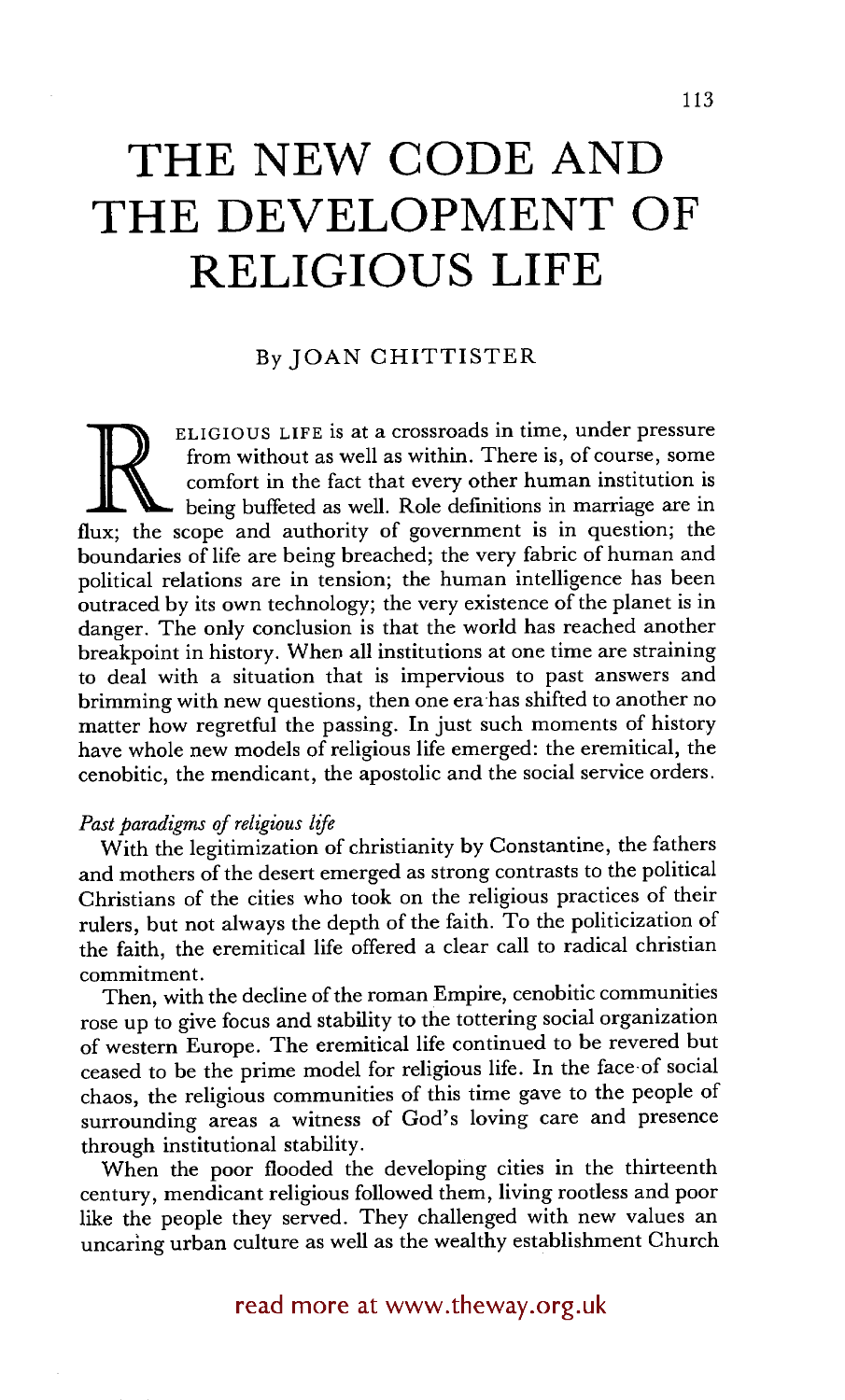# THE NEW CODE AND THE DEVELOPMENT OF RELIGIOUS LIFE

By JOAN CHITTISTER

RELIGIOUS LIFE is at a crossroads in time, under pressure from without as well as within. There is, of course, some comfort in the fact that every other human institution is being buffeted as well. Role definitions in marriage are in flux; the scope and authority of government is in question; the boundaries of life are being breached; the very fabric of human and political relations are in tension; the human intelligence has been outraced by its own technology; the very existence of the planet is in danger. The only conclusion is that the world has reached another breakpoint in history. When all institutions at one time are straining to deal with a situation that is impervious to past answers and brimming with new questions, then one era has shifted to another no matter how regretful the passing. In just such moments of history have whole new models of religious life emerged: the eremitical, the cenobitic, the mendicant, the apostolic and the social service orders.

*Past paradigms of religious life*

With the legitimization of christianity by Constantine, the fathers and mothers of the desert emerged as strong contrasts to the political Christians of the cities who took on the religious practices of their rulers, but not always the depth of the faith. To the politicization of the faith, the eremitical life offered a clear call to radical christian commitment.

Then, with the decline of the roman Empire, cenobitic communities rose up to give focus and stability to the tottering social organization of western Europe. The eremitical life continued to be revered but ceased to be the prime model for religious life. In the face of social chaos, the religious communities of this time gave to the people of surrounding areas a witness of God's loving care and presence through institutional stability.

When the poor flooded the developing cities in the thirteenth century, mendicant religious followed them, living rootless and poor like the people they served. They challenged with new values an uncaring urban culture as well as the wealthy establishment Church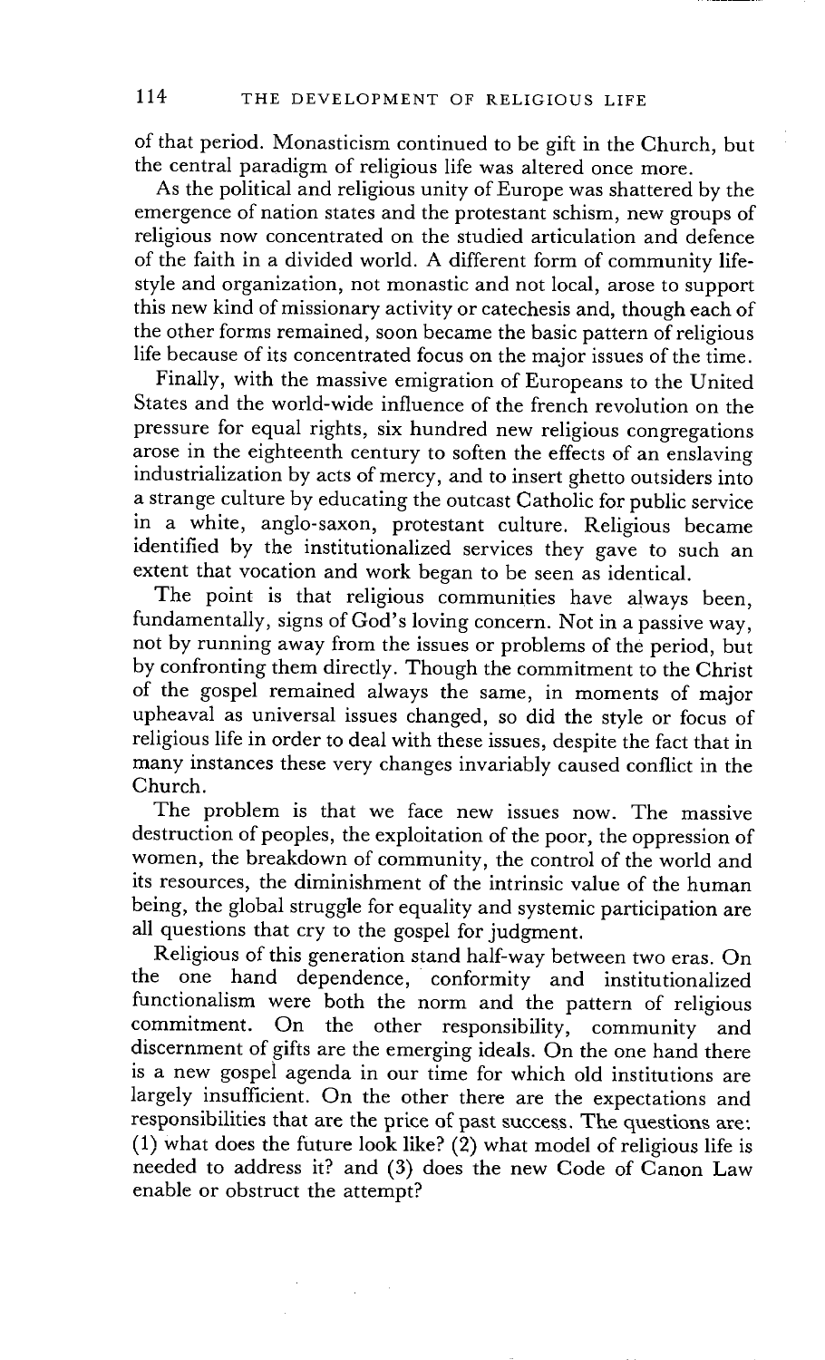of that period. Monasticism continued to be gift in the Church, but the central paradigm of religious life was altered once more.

As the political and religious unity of Europe was shattered by the emergence of nation states and the protestant schism, new groups of religious now concentrated on the studied articulation and defence of the faith in a divided world. A different form of community life-style and organization, not monastic and not local, arose to support this new kind of missionary activity or catechesis and, though each of the other forms remained, soon became the basic pattern of religious life because of its concentrated focus on the major issues of the time.

Finally, with the massive emigration of Europeans to the United States and the world-wide influence of the french revolution on the pressure for equal rights, six hundred new religious congregations arose in the eighteenth century to soften the effects of an enslaving industrialization by acts of mercy, and to insert ghetto outsiders into a strange culture by educating the outcast Catholic for public service in a white, anglo-saxon, protestant culture. Religious became identified by the institutionalized services they gave to such an extent that vocation and work began to be seen as identical.

The point is that religious communities have always been, fundamentally, signs of God's loving concern. Not in a passive way, not by running away from the issues or problems of the period, but by confronting them directly. Though the commitment to the Christ of the gospel remained always the same, in moments of major upheaval as universal issues changed, so did the style or focus of religious life in order to deal with these issues, despite the fact that in many instances these very changes invariably caused conflict in the Church.

The problem is that we face new issues now. The massive destruction of peoples, the exploitation of the poor, the oppression of women, the breakdown of community, the control of the world and its resources, the diminishment of the intrinsic value of the human being, the global struggle for equality and systemic participation are all questions that cry to the gospel for judgment.

Religious of this generation stand half-way between two eras. On the one hand dependence, conformity and institutionalized functionalism were both the norm and the pattern of religious commitment. On the other responsibility, community and discernment of gifts are the emerging ideals. On the one hand there is a new gospel agenda in our time for which old institutions are largely insufficient. On the other there are the expectations and responsibilities that are the price of past success. The questions are: (1) what does the future look like? (2) what model of religious life is needed to address it? and (3) does the new Code of Canon Law enable or obstruct the attempt?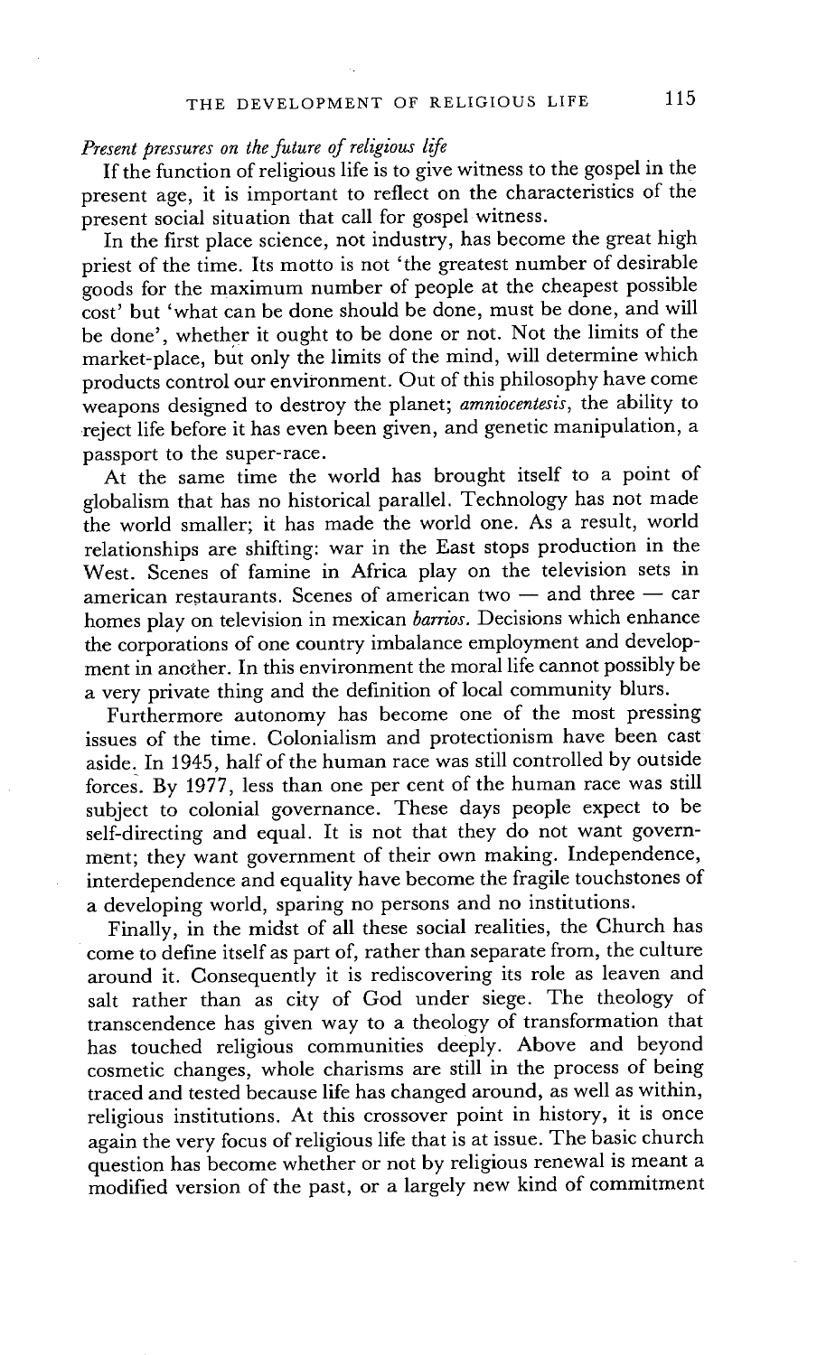*Present pressures on the future of religious life*

If the function of religious life is to give witness to the gospel in the present age, it is important to reflect on the characteristics of the present social situation that call for gospel witness.

In the first place science, not industry, has become the great high priest of the time. Its motto is not 'the greatest number of desirable goods for the maximum number of people at the cheapest possible cost' but 'what can be done should be done, must be done, and will be done', whether it ought to be done or not. Not the limits of the market-place, but only the limits of the mind, will determine which products control our environment. Out of this philosophy have come weapons designed to destroy the planet; *amniocentesis*, the ability to reject life before it has even been given, and genetic manipulation, a passport to the super-race.

At the same time the world has brought itself to a point of globalism that has no historical parallel. Technology has not made the world smaller; it has made the world one. As a result, world relationships are shifting: war in the East stops production in the West. Scenes of famine in Africa play on the television sets in american restaurants. Scenes of american two — and three — car homes play on television in mexican *barrios*. Decisions which enhance the corporations of one country imbalance employment and development in another. In this environment the moral life cannot possibly be a very private thing and the definition of local community blurs.

Furthermore autonomy has become one of the most pressing issues of the time. Colonialism and protectionism have been cast aside. In 1945, half of the human race was still controlled by outside forces. By 1977, less than one per cent of the human race was still subject to colonial governance. These days people expect to be self-directing and equal. It is not that they do not want government; they want government of their own making. Independence, interdependence and equality have become the fragile touchstones of a developing world, sparing no persons and no institutions.

Finally, in the midst of all these social realities, the Church has come to define itself as part of, rather than separate from, the culture around it. Consequently it is rediscovering its role as leaven and salt rather than as city of God under siege. The theology of transcendence has given way to a theology of transformation that has touched religious communities deeply. Above and beyond cosmetic changes, whole charisms are still in the process of being traced and tested because life has changed around, as well as within, religious institutions. At this crossover point in history, it is once again the very focus of religious life that is at issue. The basic church question has become whether or not by religious renewal is meant a modified version of the past, or a largely new kind of commitment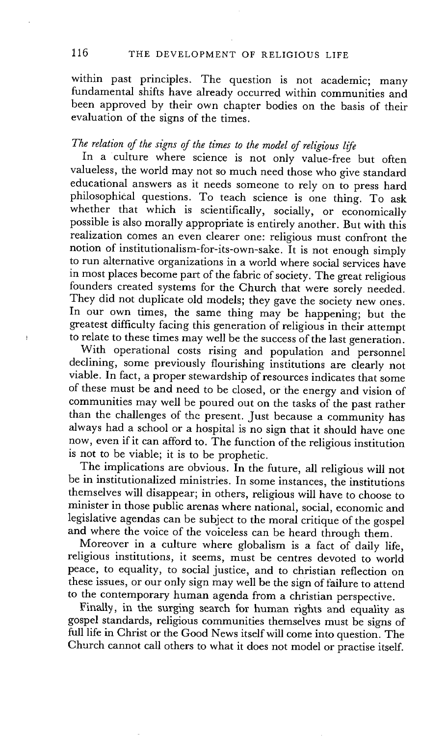within past principles. The question is not academic; many fundamental shifts have already occurred within communities and been approved by their own chapter bodies on the basis of their evaluation of the signs of the times.

*The relation of the signs of the times to the model of religious life*

In a culture where science is not only value-free but often valueless, the world may not so much need those who give standard educational answers as it needs someone to rely on to press hard philosophical questions. To teach science is one thing. To ask whether that which is scientifically, socially, or economically possible is also morally appropriate is entirely another. But with this realization comes an even clearer one: religious must confront the notion of institutionalism-for-its-own-sake. It is not enough simply to run alternative organizations in a world where social services have in most places become part of the fabric of society. The great religious founders created systems for the Church that were sorely needed. They did not duplicate old models; they gave the society new ones. In our own times, the same thing may be happening; but the greatest difficulty facing this generation of religious in their attempt to relate to these times may well be the success of the last generation.

With operational costs rising and population and personnel declining, some previously flourishing institutions are clearly not viable. In fact, a proper stewardship of resources indicates that some of these must be and need to be closed, or the energy and vision of communities may well be poured out on the tasks of the past rather than the challenges of the present. Just because a community has always had a school or a hospital is no sign that it should have one now, even if it can afford to. The function of the religious institution is not to be viable; it is to be prophetic.

The implications are obvious. In the future, all religious will not be in institutionalized ministries. In some instances, the institutions themselves will disappear; in others, religious will have to choose to minister in those public arenas where national, social, economic and legislative agendas can be subject to the moral critique of the gospel and where the voice of the voiceless can be heard through them.

Moreover in a culture where globalism is a fact of daily life, religious institutions, it seems, must be centres devoted to world peace, to equality, to social justice, and to christian reflection on these issues, or our only sign may well be the sign of failure to attend to the contemporary human agenda from a christian perspective.

Finally, in the surging search for human rights and equality as gospel standards, religious communities themselves must be signs of full life in Christ or the Good News itself will come into question. The Church cannot call others to what it does not model or practise itself.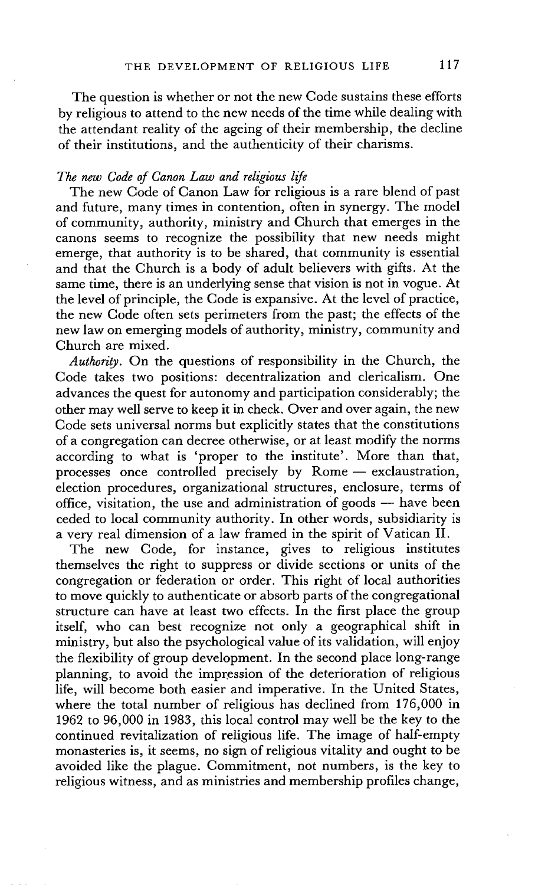The question is whether or not the new Code sustains these efforts by religious to attend to the new needs of the time while dealing with the attendant reality of the ageing of their membership, the decline of their institutions, and the authenticity of their charisms.

### *The new Code of Canon Law and religious life*

The new Code of Canon Law for religious is a rare blend of past and future, many times in contention, often in synergy. The model of community, authority, ministry and Church that emerges in the canons seems to recognize the possibility that new needs might emerge, that authority is to be shared, that community is essential and that the Church is a body of adult believers with gifts. At the same time, there is an underlying sense that vision is not in vogue. At the level of principle, the Code is expansive. At the level of practice, the new Code often sets perimeters from the past; the effects of the new law on emerging models of authority, ministry, community and Church are mixed.

*Authority.* On the questions of responsibility in the Church, the Code takes two positions: decentralization and clericalism. One advances the quest for autonomy and participation considerably; the other may well serve to keep it in check. Over and over again, the new Code sets universal norms but explicitly states that the constitutions of a congregation can decree otherwise, or at least modify the norms according to what is 'proper to the institute'. More than that, processes once controlled precisely by Rome — exclaustration, election procedures, organizational structures, enclosure, terms of office, visitation, the use and administration of goods — have been ceded to local community authority. In other words, subsidiarity is a very real dimension of a law framed in the spirit of Vatican II.

The new Code, for instance, gives to religious institutes themselves the right to suppress or divide sections or units of the congregation or federation or order. This right of local authorities to move quickly to authenticate or absorb parts of the congregational structure can have at least two effects. In the first place the group itself, who can best recognize not only a geographical shift in ministry, but also the psychological value of its validation, will enjoy the flexibility of group development. In the second place long-range planning, to avoid the impression of the deterioration of religious life, will become both easier and imperative. In the United States, where the total number of religious has declined from 176,000 in 1962 to 96,000 in 1983, this local control may well be the key to the continued revitalization of religious life. The image of half-empty monasteries is, it seems, no sign of religious vitality and ought to be avoided like the plague. Commitment, not numbers, is the key to religious witness, and as ministries and membership profiles change,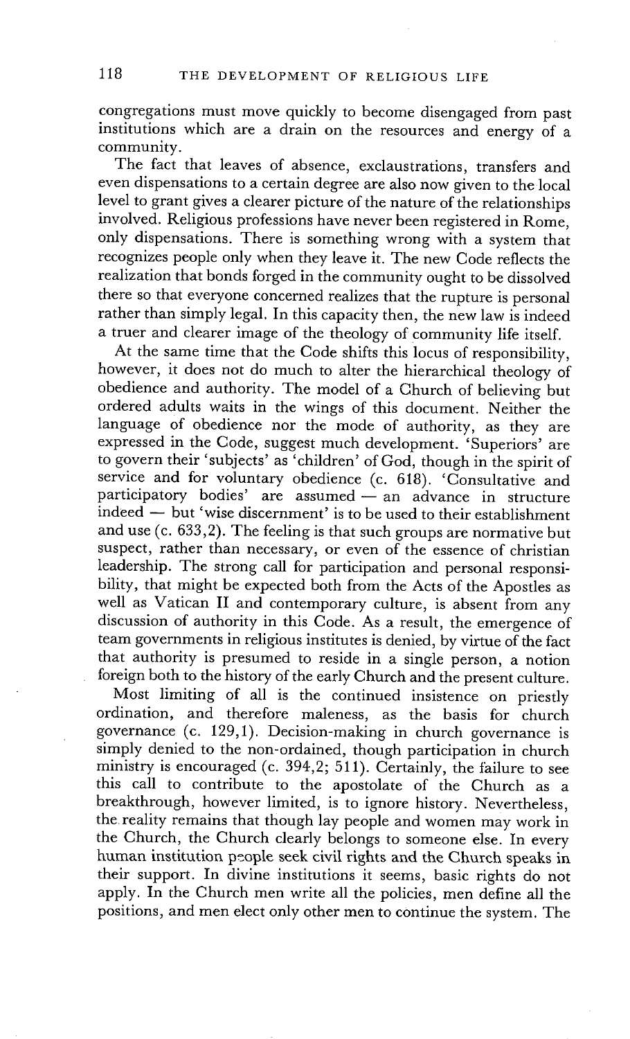congregations must move quickly to become disengaged from past institutions which are a drain on the resources and energy of a community.

The fact that leaves of absence, exclaustrations, transfers and even dispensations to a certain degree are also now given to the local level to grant gives a clearer picture of the nature of the relationships involved. Religious professions have never been registered in Rome, only dispensations. There is something wrong with a system that recognizes people only when they leave it. The new Code reflects the realization that bonds forged in the community ought to be dissolved there so that everyone concerned realizes that the rupture is personal rather than simply legal. In this capacity then, the new law is indeed a truer and clearer image of the theology of community life itself.

At the same time that the Code shifts this locus of responsibility, however, it does not do much to alter the hierarchical theology of obedience and authority. The model of a Church of believing but ordered adults waits in the wings of this document. Neither the language of obedience nor the mode of authority, as they are expressed in the Code, suggest much development. 'Superiors' are to govern their 'subjects' as 'children' of God, though in the spirit of service and for voluntary obedience (c. 618). 'Consultative and participatory bodies' are assumed — an advance in structure indeed — but 'wise discernment' is to be used to their establishment and use (c. 633,2). The feeling is that such groups are normative but suspect, rather than necessary, or even of the essence of christian leadership. The strong call for participation and personal responsibility, that might be expected both from the Acts of the Apostles as well as Vatican II and contemporary culture, is absent from any discussion of authority in this Code. As a result, the emergence of team governments in religious institutes is denied, by virtue of the fact that authority is presumed to reside in a single person, a notion foreign both to the history of the early Church and the present culture.

Most limiting of all is the continued insistence on priestly ordination, and therefore maleness, as the basis for church governance (c. 129,1). Decision-making in church governance is simply denied to the non-ordained, though participation in church ministry is encouraged (c. 394,2; 511). Certainly, the failure to see this call to contribute to the apostolate of the Church as a breakthrough, however limited, is to ignore history. Nevertheless, the reality remains that though lay people and women may work in the Church, the Church clearly belongs to someone else. In every human institution people seek civil rights and the Church speaks in their support. In divine institutions it seems, basic rights do not apply. In the Church men write all the policies, men define all the positions, and men elect only other men to continue the system. The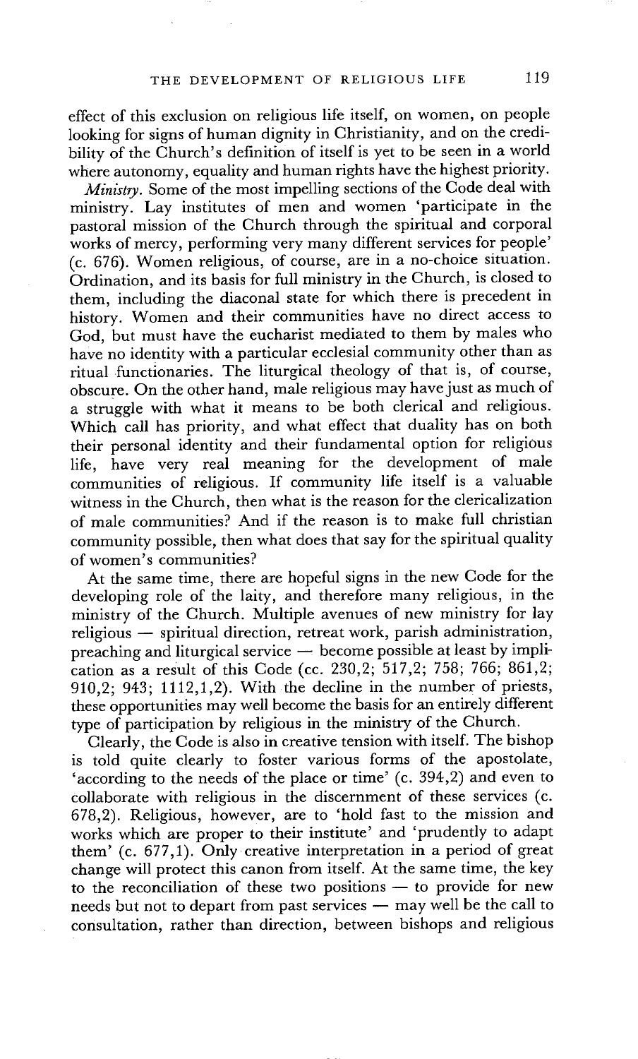effect of this exclusion on religious life itself, on women, on people looking for signs of human dignity in Christianity, and on the credibility of the Church's definition of itself is yet to be seen in a world where autonomy, equality and human rights have the highest priority.

*Ministry.* Some of the most impelling sections of the Code deal with ministry. Lay institutes of men and women 'participate in the pastoral mission of the Church through the spiritual and corporal works of mercy, performing very many different services for people' (c. 676). Women religious, of course, are in a no-choice situation. Ordination, and its basis for full ministry in the Church, is closed to them, including the diaconal state for which there is precedent in history. Women and their communities have no direct access to God, but must have the eucharist mediated to them by males who have no identity with a particular ecclesial community other than as ritual functionaries. The liturgical theology of that is, of course, obscure. On the other hand, male religious may have just as much of a struggle with what it means to be both clerical and religious. Which call has priority, and what effect that duality has on both their personal identity and their fundamental option for religious life, have very real meaning for the development of male communities of religious. If community life itself is a valuable witness in the Church, then what is the reason for the clericalization of male communities? And if the reason is to make full christian community possible, then what does that say for the spiritual quality of women's communities?

At the same time, there are hopeful signs in the new Code for the developing role of the laity, and therefore many religious, in the ministry of the Church. Multiple avenues of new ministry for lay religious — spiritual direction, retreat work, parish administration, preaching and liturgical service — become possible at least by implication as a result of this Code (cc. 230,2; 517,2; 758; 766; 861,2; 910,2; 943; 1112,1,2). With the decline in the number of priests, these opportunities may well become the basis for an entirely different type of participation by religious in the ministry of the Church.

Clearly, the Code is also in creative tension with itself. The bishop is told quite clearly to foster various forms of the apostolate, 'according to the needs of the place or time' (c. 394,2) and even to collaborate with religious in the discernment of these services (c. 678,2). Religious, however, are to 'hold fast to the mission and works which are proper to their institute' and 'prudently to adapt them' (c. 677,1). Only creative interpretation in a period of great change will protect this canon from itself. At the same time, the key to the reconciliation of these two positions — to provide for new needs but not to depart from past services — may well be the call to consultation, rather than direction, between bishops and religious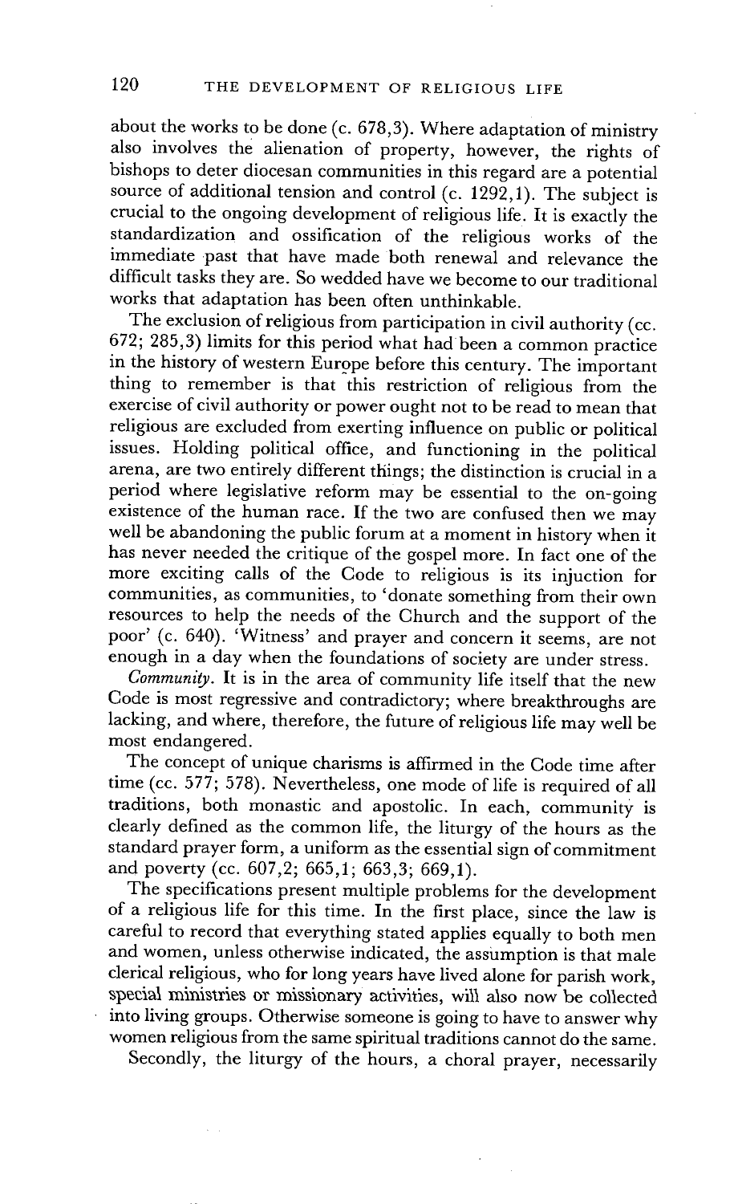about the works to be done (c. 678,3). Where adaptation of ministry also involves the alienation of property, however, the rights of bishops to deter diocesan communities in this regard are a potential source of additional tension and control (c. 1292,1). The subject is crucial to the ongoing development of religious life. It is exactly the standardization and ossification of the religious works of the immediate past that have made both renewal and relevance the difficult tasks they are. So wedded have we become to our traditional works that adaptation has been often unthinkable.

The exclusion of religious from participation in civil authority (cc. 672; 285,3) limits for this period what had been a common practice in the history of western Europe before this century. The important thing to remember is that this restriction of religious from the exercise of civil authority or power ought not to be read to mean that religious are excluded from exerting influence on public or political issues. Holding political office, and functioning in the political arena, are two entirely different things; the distinction is crucial in a period where legislative reform may be essential to the on-going existence of the human race. If the two are confused then we may well be abandoning the public forum at a moment in history when it has never needed the critique of the gospel more. In fact one of the more exciting calls of the Code to religious is its injunction for communities, as communities, to 'donate something from their own resources to help the needs of the Church and the support of the poor' (c. 640). 'Witness' and prayer and concern it seems, are not enough in a day when the foundations of society are under stress.

*Community*. It is in the area of community life itself that the new Code is most regressive and contradictory; where breakthroughs are lacking, and where, therefore, the future of religious life may well be most endangered.

The concept of unique charisms is affirmed in the Code time after time (cc. 577; 578). Nevertheless, one mode of life is required of all traditions, both monastic and apostolic. In each, community is clearly defined as the common life, the liturgy of the hours as the standard prayer form, a uniform as the essential sign of commitment and poverty (cc. 607,2; 665,1; 663,3; 669,1).

The specifications present multiple problems for the development of a religious life for this time. In the first place, since the law is careful to record that everything stated applies equally to both men and women, unless otherwise indicated, the assumption is that male clerical religious, who for long years have lived alone for parish work, special ministries or missionary activities, will also now be collected into living groups. Otherwise someone is going to have to answer why women religious from the same spiritual traditions cannot do the same.

Secondly, the liturgy of the hours, a choral prayer, necessarily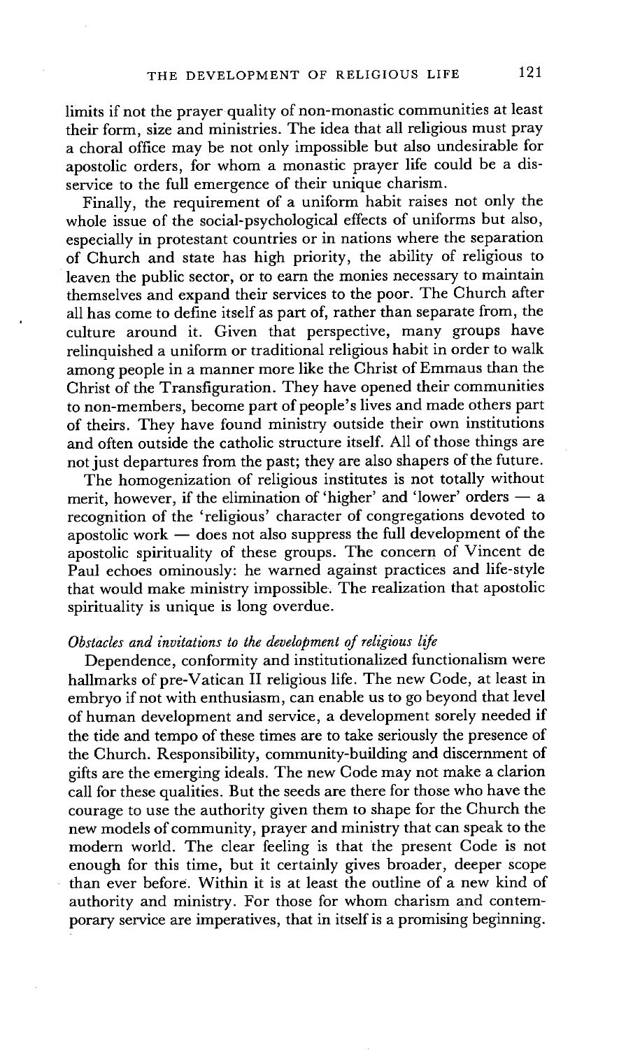limits if not the prayer quality of non-monastic communities at least their form, size and ministries. The idea that all religious must pray a choral office may be not only impossible but also undesirable for apostolic orders, for whom a monastic prayer life could be a disservice to the full emergence of their unique charism.

Finally, the requirement of a uniform habit raises not only the whole issue of the social-psychological effects of uniforms but also, especially in protestant countries or in nations where the separation of Church and state has high priority, the ability of religious to leaven the public sector, or to earn the monies necessary to maintain themselves and expand their services to the poor. The Church after all has come to define itself as part of, rather than separate from, the culture around it. Given that perspective, many groups have relinquished a uniform or traditional religious habit in order to walk among people in a manner more like the Christ of Emmaus than the Christ of the Transfiguration. They have opened their communities to non-members, become part of people's lives and made others part of theirs. They have found ministry outside their own institutions and often outside the catholic structure itself. All of those things are not just departures from the past; they are also shapers of the future.

The homogenization of religious institutes is not totally without merit, however, if the elimination of 'higher' and 'lower' orders — a recognition of the 'religious' character of congregations devoted to apostolic work — does not also suppress the full development of the apostolic spirituality of these groups. The concern of Vincent de Paul echoes ominously: he warned against practices and life-style that would make ministry impossible. The realization that apostolic spirituality is unique is long overdue.

### *Obstacles and invitations to the development of religious life*

Dependence, conformity and institutionalized functionalism were hallmarks of pre-Vatican II religious life. The new Code, at least in embryo if not with enthusiasm, can enable us to go beyond that level of human development and service, a development sorely needed if the tide and tempo of these times are to take seriously the presence of the Church. Responsibility, community-building and discernment of gifts are the emerging ideals. The new Code may not make a clarion call for these qualities. But the seeds are there for those who have the courage to use the authority given them to shape for the Church the new models of community, prayer and ministry that can speak to the modern world. The clear feeling is that the present Code is not enough for this time, but it certainly gives broader, deeper scope than ever before. Within it is at least the outline of a new kind of authority and ministry. For those for whom charism and contemporary service are imperatives, that in itself is a promising beginning.